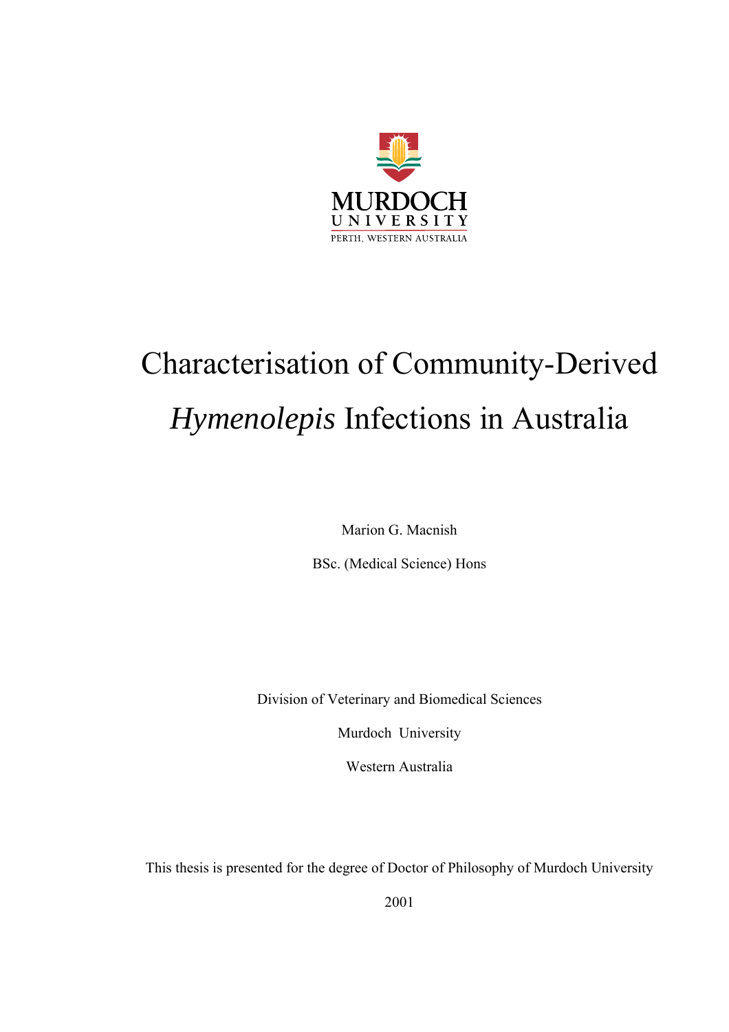MURDOCH
UNIVERSITY
PERTH, WESTERN AUSTRALIA

# Characterisation of Community-Derived *Hymenolepis* Infections in Australia

Marion G. Macnish

BSc. (Medical Science) Hons

Division of Veterinary and Biomedical Sciences

Murdoch University

Western Australia

This thesis is presented for the degree of Doctor of Philosophy of Murdoch University

2001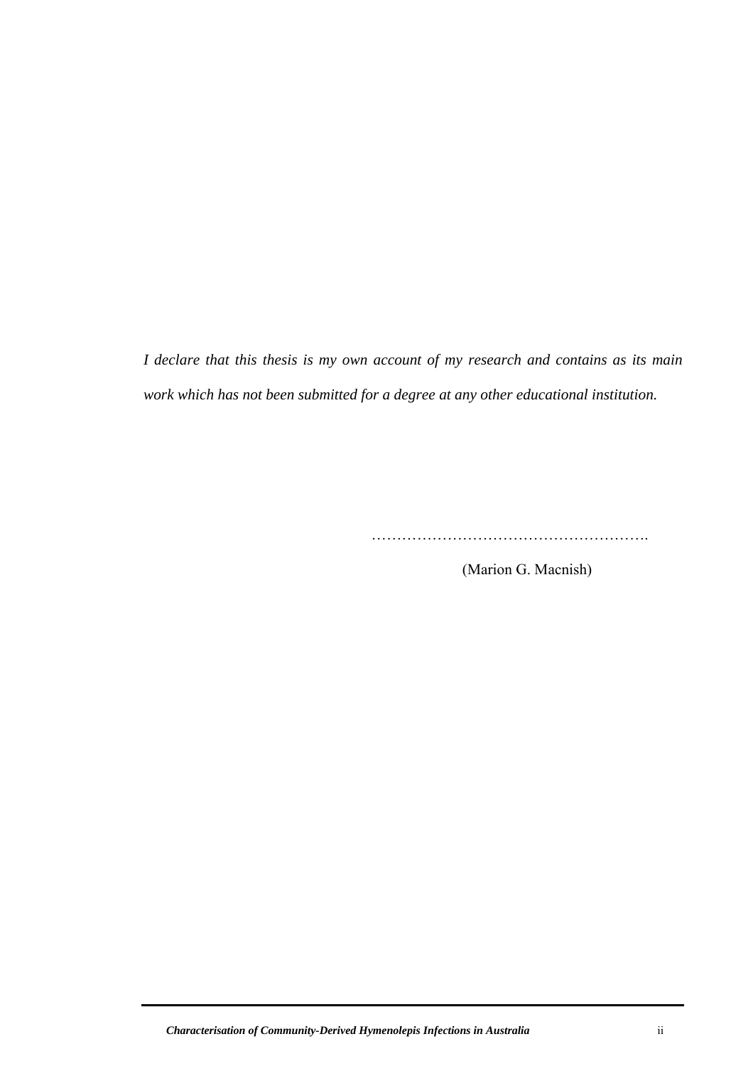*I declare that this thesis is my own account of my research and contains as its main work which has not been submitted for a degree at any other educational institution.*

……………………………………………….

(Marion G. Macnish)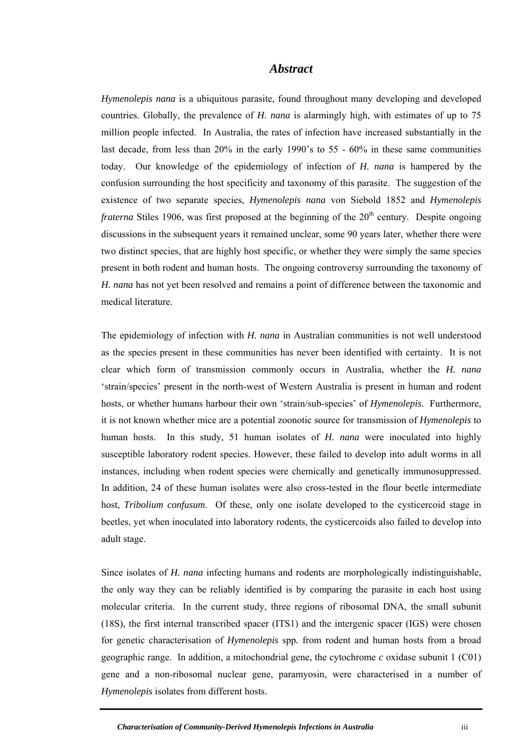## *Abstract*

*Hymenolepis nana* is a ubiquitous parasite, found throughout many developing and developed countries. Globally, the prevalence of *H. nana* is alarmingly high, with estimates of up to 75 million people infected. In Australia, the rates of infection have increased substantially in the last decade, from less than 20% in the early 1990's to 55 - 60% in these same communities today. Our knowledge of the epidemiology of infection of *H. nana* is hampered by the confusion surrounding the host specificity and taxonomy of this parasite. The suggestion of the existence of two separate species, *Hymenolepis nana* von Siebold 1852 and *Hymenolepis fraterna* Stiles 1906, was first proposed at the beginning of the 20$^{th}$ century. Despite ongoing discussions in the subsequent years it remained unclear, some 90 years later, whether there were two distinct species, that are highly host specific, or whether they were simply the same species present in both rodent and human hosts. The ongoing controversy surrounding the taxonomy of *H. nana* has not yet been resolved and remains a point of difference between the taxonomic and medical literature.

The epidemiology of infection with *H. nana* in Australian communities is not well understood as the species present in these communities has never been identified with certainty. It is not clear which form of transmission commonly occurs in Australia, whether the *H. nana* 'strain/species' present in the north-west of Western Australia is present in human and rodent hosts, or whether humans harbour their own 'strain/sub-species' of *Hymenolepis*. Furthermore, it is not known whether mice are a potential zoonotic source for transmission of *Hymenolepis* to human hosts. In this study, 51 human isolates of *H. nana* were inoculated into highly susceptible laboratory rodent species. However, these failed to develop into adult worms in all instances, including when rodent species were chemically and genetically immunosuppressed. In addition, 24 of these human isolates were also cross-tested in the flour beetle intermediate host, *Tribolium confusum*. Of these, only one isolate developed to the cysticercoid stage in beetles, yet when inoculated into laboratory rodents, the cysticercoids also failed to develop into adult stage.

Since isolates of *H. nana* infecting humans and rodents are morphologically indistinguishable, the only way they can be reliably identified is by comparing the parasite in each host using molecular criteria. In the current study, three regions of ribosomal DNA, the small subunit (18S), the first internal transcribed spacer (ITS1) and the intergenic spacer (IGS) were chosen for genetic characterisation of *Hymenolepis* spp. from rodent and human hosts from a broad geographic range. In addition, a mitochondrial gene, the cytochrome *c* oxidase subunit 1 (C01) gene and a non-ribosomal nuclear gene, paramyosin, were characterised in a number of *Hymenolepis* isolates from different hosts.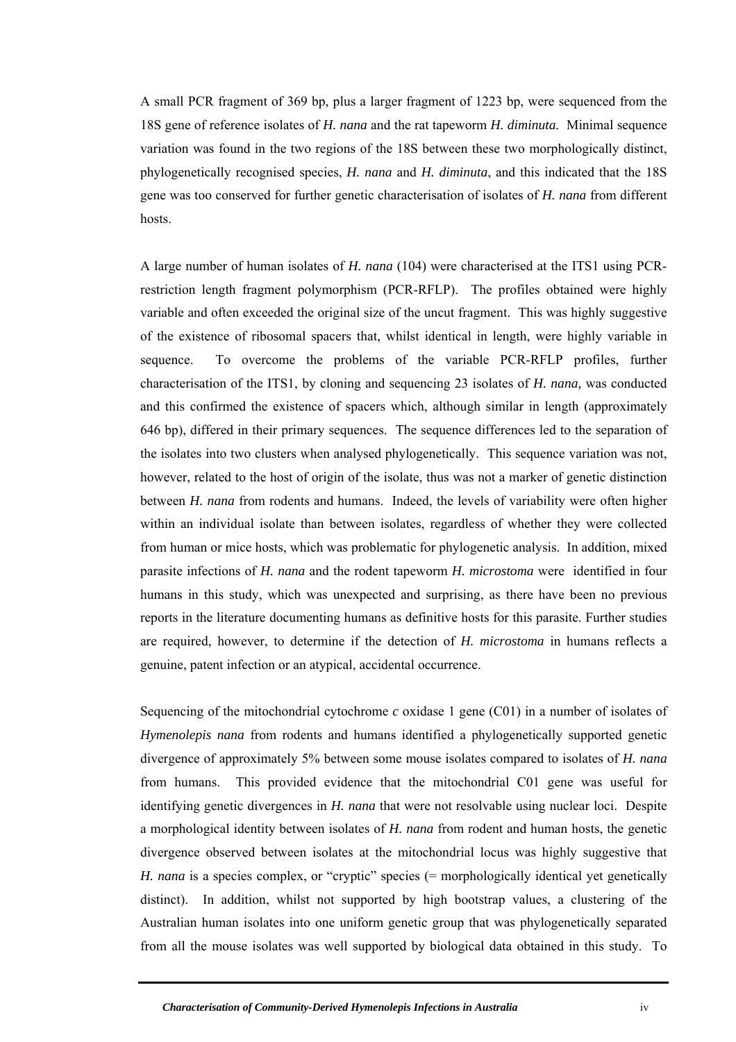A small PCR fragment of 369 bp, plus a larger fragment of 1223 bp, were sequenced from the 18S gene of reference isolates of *H. nana* and the rat tapeworm *H. diminuta.* Minimal sequence variation was found in the two regions of the 18S between these two morphologically distinct, phylogenetically recognised species, *H. nana* and *H. diminuta*, and this indicated that the 18S gene was too conserved for further genetic characterisation of isolates of *H. nana* from different hosts.

A large number of human isolates of *H. nana* (104) were characterised at the ITS1 using PCR-restriction length fragment polymorphism (PCR-RFLP). The profiles obtained were highly variable and often exceeded the original size of the uncut fragment. This was highly suggestive of the existence of ribosomal spacers that, whilst identical in length, were highly variable in sequence. To overcome the problems of the variable PCR-RFLP profiles, further characterisation of the ITS1, by cloning and sequencing 23 isolates of *H. nana,* was conducted and this confirmed the existence of spacers which, although similar in length (approximately 646 bp), differed in their primary sequences. The sequence differences led to the separation of the isolates into two clusters when analysed phylogenetically. This sequence variation was not, however, related to the host of origin of the isolate, thus was not a marker of genetic distinction between *H. nana* from rodents and humans. Indeed, the levels of variability were often higher within an individual isolate than between isolates, regardless of whether they were collected from human or mice hosts, which was problematic for phylogenetic analysis. In addition, mixed parasite infections of *H. nana* and the rodent tapeworm *H. microstoma* were identified in four humans in this study, which was unexpected and surprising, as there have been no previous reports in the literature documenting humans as definitive hosts for this parasite. Further studies are required, however, to determine if the detection of *H. microstoma* in humans reflects a genuine, patent infection or an atypical, accidental occurrence.

Sequencing of the mitochondrial cytochrome *c* oxidase 1 gene (C01) in a number of isolates of *Hymenolepis nana* from rodents and humans identified a phylogenetically supported genetic divergence of approximately 5% between some mouse isolates compared to isolates of *H. nana* from humans. This provided evidence that the mitochondrial C01 gene was useful for identifying genetic divergences in *H. nana* that were not resolvable using nuclear loci. Despite a morphological identity between isolates of *H. nana* from rodent and human hosts, the genetic divergence observed between isolates at the mitochondrial locus was highly suggestive that *H. nana* is a species complex, or "cryptic" species (= morphologically identical yet genetically distinct). In addition, whilst not supported by high bootstrap values, a clustering of the Australian human isolates into one uniform genetic group that was phylogenetically separated from all the mouse isolates was well supported by biological data obtained in this study. To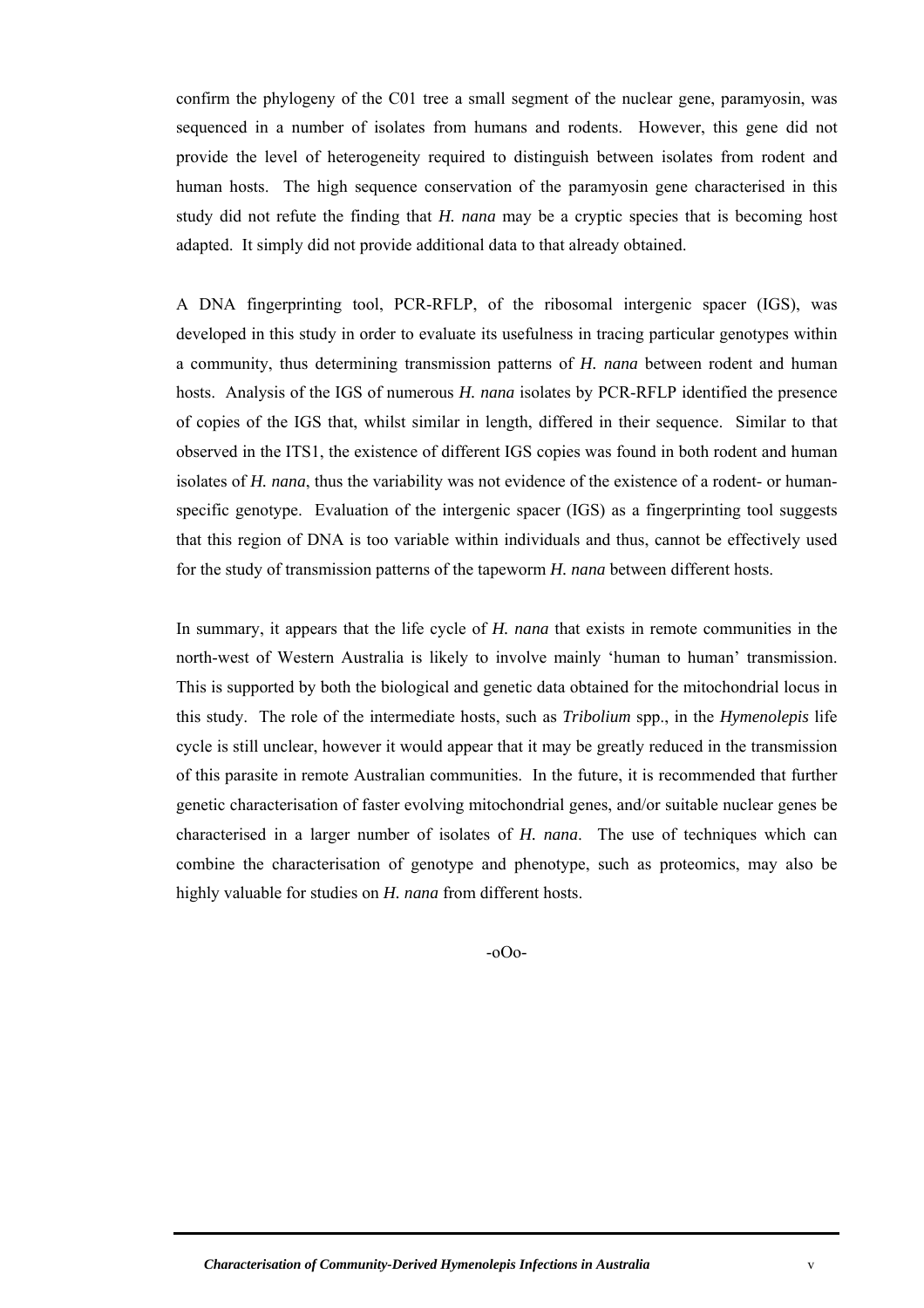confirm the phylogeny of the C01 tree a small segment of the nuclear gene, paramyosin, was sequenced in a number of isolates from humans and rodents. However, this gene did not provide the level of heterogeneity required to distinguish between isolates from rodent and human hosts. The high sequence conservation of the paramyosin gene characterised in this study did not refute the finding that *H. nana* may be a cryptic species that is becoming host adapted. It simply did not provide additional data to that already obtained.

A DNA fingerprinting tool, PCR-RFLP, of the ribosomal intergenic spacer (IGS), was developed in this study in order to evaluate its usefulness in tracing particular genotypes within a community, thus determining transmission patterns of *H. nana* between rodent and human hosts. Analysis of the IGS of numerous *H. nana* isolates by PCR-RFLP identified the presence of copies of the IGS that, whilst similar in length, differed in their sequence. Similar to that observed in the ITS1, the existence of different IGS copies was found in both rodent and human isolates of *H. nana*, thus the variability was not evidence of the existence of a rodent- or human-specific genotype. Evaluation of the intergenic spacer (IGS) as a fingerprinting tool suggests that this region of DNA is too variable within individuals and thus, cannot be effectively used for the study of transmission patterns of the tapeworm *H. nana* between different hosts.

In summary, it appears that the life cycle of *H. nana* that exists in remote communities in the north-west of Western Australia is likely to involve mainly 'human to human' transmission. This is supported by both the biological and genetic data obtained for the mitochondrial locus in this study. The role of the intermediate hosts, such as *Tribolium* spp., in the *Hymenolepis* life cycle is still unclear, however it would appear that it may be greatly reduced in the transmission of this parasite in remote Australian communities. In the future, it is recommended that further genetic characterisation of faster evolving mitochondrial genes, and/or suitable nuclear genes be characterised in a larger number of isolates of *H. nana*. The use of techniques which can combine the characterisation of genotype and phenotype, such as proteomics, may also be highly valuable for studies on *H. nana* from different hosts.

-oOo-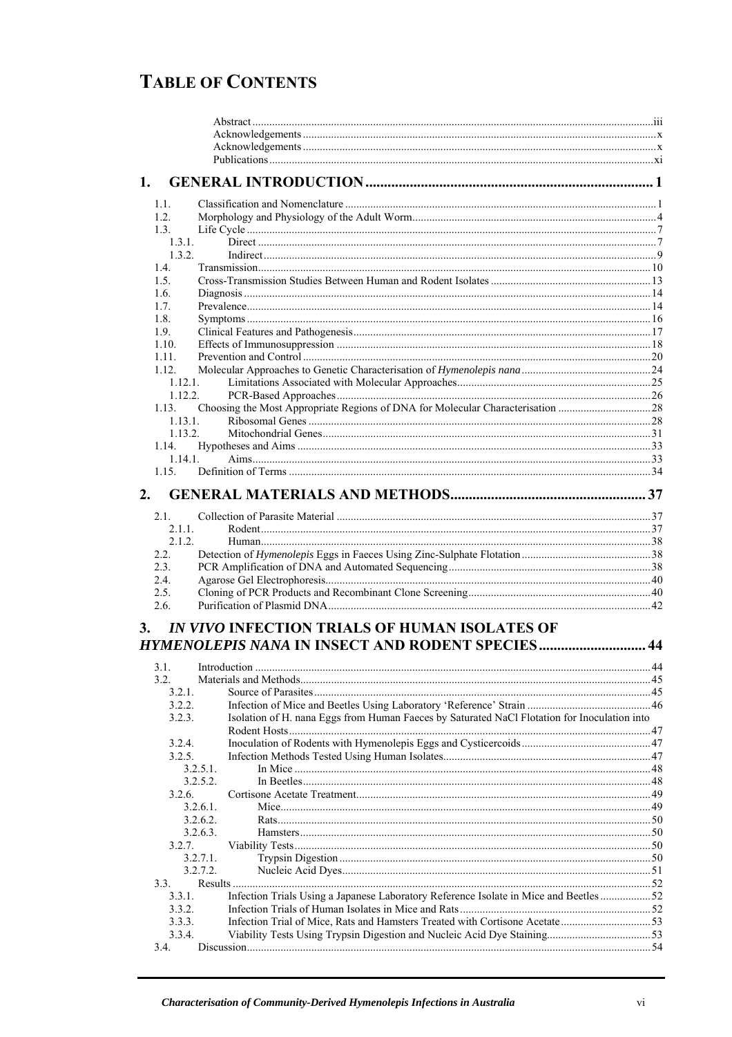# TABLE OF CONTENTS

Abstract ... iii
Acknowledgements ... x
Acknowledgements ... x
Publications ... xi

## 1. GENERAL INTRODUCTION ... 1

1.1. Classification and Nomenclature ... 1
1.2. Morphology and Physiology of the Adult Worm ... 4
1.3. Life Cycle ... 7
1.3.1. Direct ... 7
1.3.2. Indirect ... 9
1.4. Transmission ... 10
1.5. Cross-Transmission Studies Between Human and Rodent Isolates ... 13
1.6. Diagnosis ... 14
1.7. Prevalence ... 14
1.8. Symptoms ... 16
1.9. Clinical Features and Pathogenesis ... 17
1.10. Effects of Immunosuppression ... 18
1.11. Prevention and Control ... 20
1.12. Molecular Approaches to Genetic Characterisation of *Hymenolepis nana* ... 24
1.12.1. Limitations Associated with Molecular Approaches ... 25
1.12.2. PCR-Based Approaches ... 26
1.13. Choosing the Most Appropriate Regions of DNA for Molecular Characterisation ... 28
1.13.1. Ribosomal Genes ... 28
1.13.2. Mitochondrial Genes ... 31
1.14. Hypotheses and Aims ... 33
1.14.1. Aims ... 33
1.15. Definition of Terms ... 34

## 2. GENERAL MATERIALS AND METHODS ... 37

2.1. Collection of Parasite Material ... 37
2.1.1. Rodent ... 37
2.1.2. Human ... 38
2.2. Detection of *Hymenolepis* Eggs in Faeces Using Zinc-Sulphate Flotation ... 38
2.3. PCR Amplification of DNA and Automated Sequencing ... 38
2.4. Agarose Gel Electrophoresis ... 40
2.5. Cloning of PCR Products and Recombinant Clone Screening ... 40
2.6. Purification of Plasmid DNA ... 42

## 3. *IN VIVO* INFECTION TRIALS OF HUMAN ISOLATES OF *HYMENOLEPIS NANA* IN INSECT AND RODENT SPECIES ... 44

3.1. Introduction ... 44
3.2. Materials and Methods ... 45
3.2.1. Source of Parasites ... 45
3.2.2. Infection of Mice and Beetles Using Laboratory 'Reference' Strain ... 46
3.2.3. Isolation of H. nana Eggs from Human Faeces by Saturated NaCl Flotation for Inoculation into Rodent Hosts ... 47
3.2.4. Inoculation of Rodents with Hymenolepis Eggs and Cysticercoids ... 47
3.2.5. Infection Methods Tested Using Human Isolates ... 47
3.2.5.1. In Mice ... 48
3.2.5.2. In Beetles ... 48
3.2.6. Cortisone Acetate Treatment ... 49
3.2.6.1. Mice ... 49
3.2.6.2. Rats ... 50
3.2.6.3. Hamsters ... 50
3.2.7. Viability Tests ... 50
3.2.7.1. Trypsin Digestion ... 50
3.2.7.2. Nucleic Acid Dyes ... 51
3.3. Results ... 52
3.3.1. Infection Trials Using a Japanese Laboratory Reference Isolate in Mice and Beetles ... 52
3.3.2. Infection Trials of Human Isolates in Mice and Rats ... 52
3.3.3. Infection Trial of Mice, Rats and Hamsters Treated with Cortisone Acetate ... 53
3.3.4. Viability Tests Using Trypsin Digestion and Nucleic Acid Dye Staining ... 53
3.4. Discussion ... 54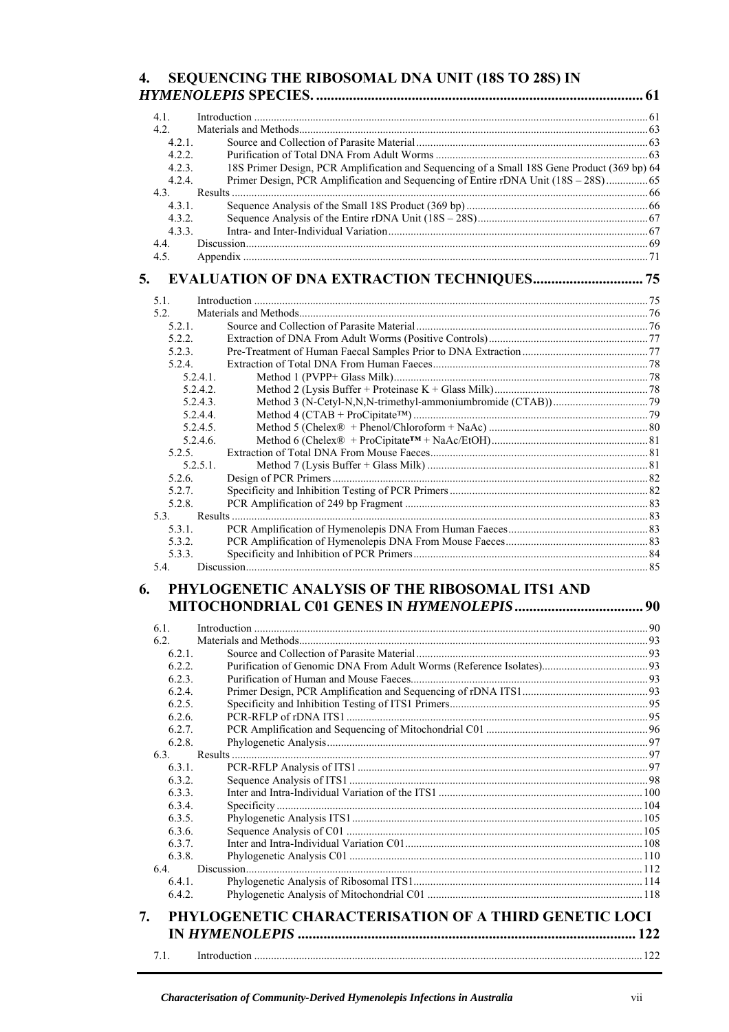# 4. SEQUENCING THE RIBOSOMAL DNA UNIT (18S TO 28S) IN *HYMENOLEPIS* SPECIES. ........ 61

- 4.1. Introduction ........ 61
- 4.2. Materials and Methods ........ 63
  - 4.2.1. Source and Collection of Parasite Material ........ 63
  - 4.2.2. Purification of Total DNA From Adult Worms ........ 63
  - 4.2.3. 18S Primer Design, PCR Amplification and Sequencing of a Small 18S Gene Product (369 bp) 64
  - 4.2.4. Primer Design, PCR Amplification and Sequencing of Entire rDNA Unit (18S – 28S) ........ 65
- 4.3. Results ........ 66
  - 4.3.1. Sequence Analysis of the Small 18S Product (369 bp) ........ 66
  - 4.3.2. Sequence Analysis of the Entire rDNA Unit (18S – 28S) ........ 67
  - 4.3.3. Intra- and Inter-Individual Variation ........ 67
- 4.4. Discussion ........ 69
- 4.5. Appendix ........ 71

# 5. EVALUATION OF DNA EXTRACTION TECHNIQUES ........ 75

- 5.1. Introduction ........ 75
- 5.2. Materials and Methods ........ 76
  - 5.2.1. Source and Collection of Parasite Material ........ 76
  - 5.2.2. Extraction of DNA From Adult Worms (Positive Controls) ........ 77
  - 5.2.3. Pre-Treatment of Human Faecal Samples Prior to DNA Extraction ........ 77
  - 5.2.4. Extraction of Total DNA From Human Faeces ........ 78
    - 5.2.4.1. Method 1 (PVPP+ Glass Milk) ........ 78
    - 5.2.4.2. Method 2 (Lysis Buffer + Proteinase K + Glass Milk) ........ 78
    - 5.2.4.3. Method 3 (N-Cetyl-N,N,N-trimethyl-ammoniumbromide (CTAB)) ........ 79
    - 5.2.4.4. Method 4 (CTAB + ProCipitate™) ........ 79
    - 5.2.4.5. Method 5 (Chelex® + Phenol/Chloroform + NaAc) ........ 80
    - 5.2.4.6. Method 6 (Chelex® + ProCipitate™ + NaAc/EtOH) ........ 81
  - 5.2.5. Extraction of Total DNA From Mouse Faeces ........ 81
    - 5.2.5.1. Method 7 (Lysis Buffer + Glass Milk) ........ 81
  - 5.2.6. Design of PCR Primers ........ 82
  - 5.2.7. Specificity and Inhibition Testing of PCR Primers ........ 82
  - 5.2.8. PCR Amplification of 249 bp Fragment ........ 83
- 5.3. Results ........ 83
  - 5.3.1. PCR Amplification of Hymenolepis DNA From Human Faeces ........ 83
  - 5.3.2. PCR Amplification of Hymenolepis DNA From Mouse Faeces ........ 83
  - 5.3.3. Specificity and Inhibition of PCR Primers ........ 84
- 5.4. Discussion ........ 85

# 6. PHYLOGENETIC ANALYSIS OF THE RIBOSOMAL ITS1 AND MITOCHONDRIAL C01 GENES IN *HYMENOLEPIS* ........ 90

- 6.1. Introduction ........ 90
- 6.2. Materials and Methods ........ 93
  - 6.2.1. Source and Collection of Parasite Material ........ 93
  - 6.2.2. Purification of Genomic DNA From Adult Worms (Reference Isolates) ........ 93
  - 6.2.3. Purification of Human and Mouse Faeces ........ 93
  - 6.2.4. Primer Design, PCR Amplification and Sequencing of rDNA ITS1 ........ 93
  - 6.2.5. Specificity and Inhibition Testing of ITS1 Primers ........ 95
  - 6.2.6. PCR-RFLP of rDNA ITS1 ........ 95
  - 6.2.7. PCR Amplification and Sequencing of Mitochondrial C01 ........ 96
  - 6.2.8. Phylogenetic Analysis ........ 97
- 6.3. Results ........ 97
  - 6.3.1. PCR-RFLP Analysis of ITS1 ........ 97
  - 6.3.2. Sequence Analysis of ITS1 ........ 98
  - 6.3.3. Inter and Intra-Individual Variation of the ITS1 ........ 100
  - 6.3.4. Specificity ........ 104
  - 6.3.5. Phylogenetic Analysis ITS1 ........ 105
  - 6.3.6. Sequence Analysis of C01 ........ 105
  - 6.3.7. Inter and Intra-Individual Variation C01 ........ 108
  - 6.3.8. Phylogenetic Analysis C01 ........ 110
- 6.4. Discussion ........ 112
  - 6.4.1. Phylogenetic Analysis of Ribosomal ITS1 ........ 114
  - 6.4.2. Phylogenetic Analysis of Mitochondrial C01 ........ 118

# 7. PHYLOGENETIC CHARACTERISATION OF A THIRD GENETIC LOCI IN *HYMENOLEPIS* ........ 122

- 7.1. Introduction ........ 122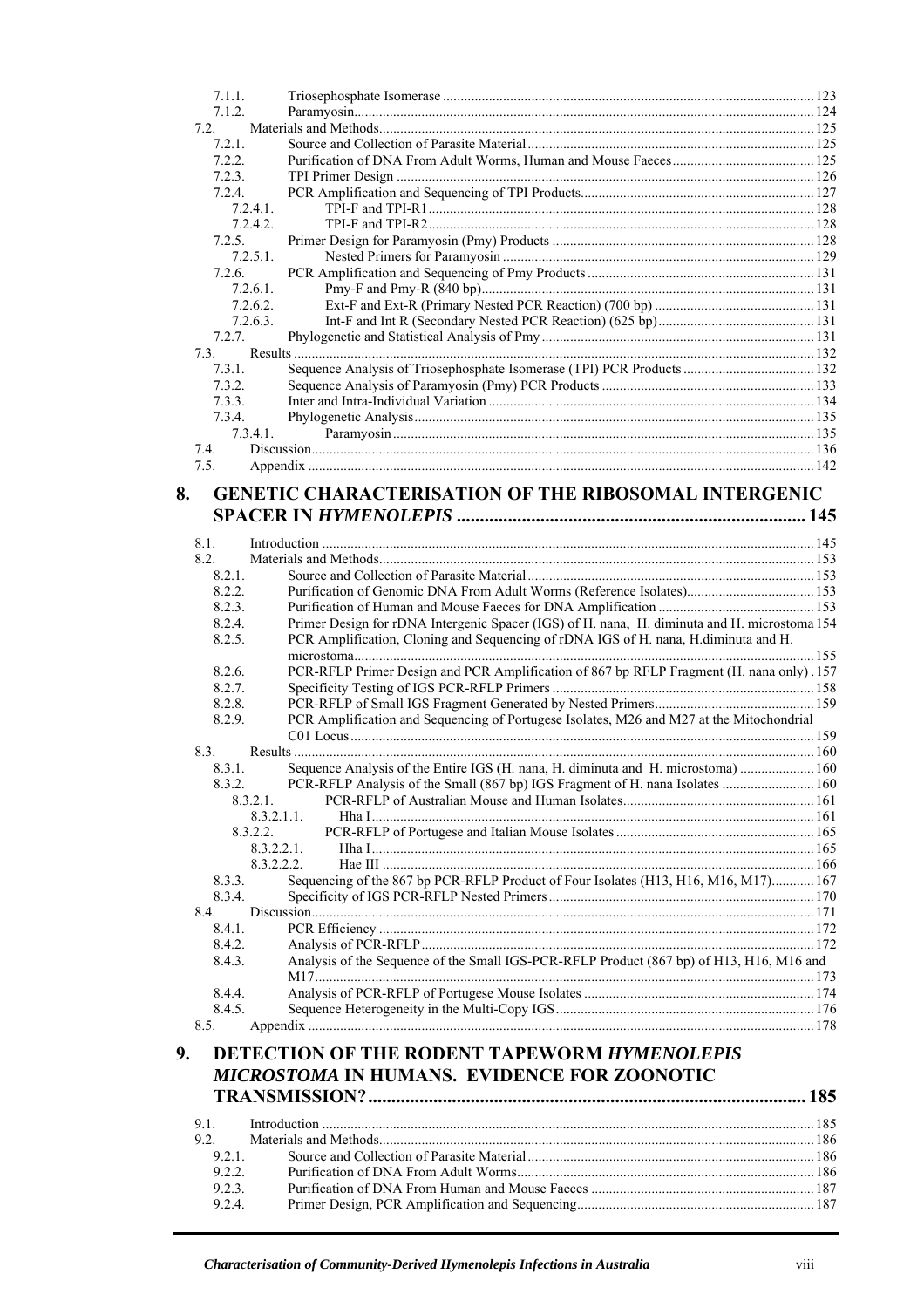7.1.1. Triosephosphate Isomerase ....... 123
7.1.2. Paramyosin....... 124
7.2. Materials and Methods....... 125
7.2.1. Source and Collection of Parasite Material....... 125
7.2.2. Purification of DNA From Adult Worms, Human and Mouse Faeces....... 125
7.2.3. TPI Primer Design ....... 126
7.2.4. PCR Amplification and Sequencing of TPI Products....... 127
7.2.4.1. TPI-F and TPI-R1....... 128
7.2.4.2. TPI-F and TPI-R2....... 128
7.2.5. Primer Design for Paramyosin (Pmy) Products ....... 128
7.2.5.1. Nested Primers for Paramyosin ....... 129
7.2.6. PCR Amplification and Sequencing of Pmy Products ....... 131
7.2.6.1. Pmy-F and Pmy-R (840 bp)....... 131
7.2.6.2. Ext-F and Ext-R (Primary Nested PCR Reaction) (700 bp) ....... 131
7.2.6.3. Int-F and Int R (Secondary Nested PCR Reaction) (625 bp)....... 131
7.2.7. Phylogenetic and Statistical Analysis of Pmy....... 131
7.3. Results ....... 132
7.3.1. Sequence Analysis of Triosephosphate Isomerase (TPI) PCR Products ....... 132
7.3.2. Sequence Analysis of Paramyosin (Pmy) PCR Products ....... 133
7.3.3. Inter and Intra-Individual Variation ....... 134
7.3.4. Phylogenetic Analysis....... 135
7.3.4.1. Paramyosin ....... 135
7.4. Discussion....... 136
7.5. Appendix ....... 142

# 8. GENETIC CHARACTERISATION OF THE RIBOSOMAL INTERGENIC SPACER IN *HYMENOLEPIS* ....... 145

8.1. Introduction ....... 145
8.2. Materials and Methods....... 153
8.2.1. Source and Collection of Parasite Material....... 153
8.2.2. Purification of Genomic DNA From Adult Worms (Reference Isolates)....... 153
8.2.3. Purification of Human and Mouse Faeces for DNA Amplification ....... 153
8.2.4. Primer Design for rDNA Intergenic Spacer (IGS) of H. nana, H. diminuta and H. microstoma 154
8.2.5. PCR Amplification, Cloning and Sequencing of rDNA IGS of H. nana, H.diminuta and H. microstoma....... 155
8.2.6. PCR-RFLP Primer Design and PCR Amplification of 867 bp RFLP Fragment (H. nana only) . 157
8.2.7. Specificity Testing of IGS PCR-RFLP Primers ....... 158
8.2.8. PCR-RFLP of Small IGS Fragment Generated by Nested Primers....... 159
8.2.9. PCR Amplification and Sequencing of Portugese Isolates, M26 and M27 at the Mitochondrial C01 Locus....... 159
8.3. Results ....... 160
8.3.1. Sequence Analysis of the Entire IGS (H. nana, H. diminuta and H. microstoma) ....... 160
8.3.2. PCR-RFLP Analysis of the Small (867 bp) IGS Fragment of H. nana Isolates ....... 160
8.3.2.1. PCR-RFLP of Australian Mouse and Human Isolates....... 161
8.3.2.1.1. Hha I....... 161
8.3.2.2. PCR-RFLP of Portugese and Italian Mouse Isolates ....... 165
8.3.2.2.1. Hha I....... 165
8.3.2.2.2. Hae III ....... 166
8.3.3. Sequencing of the 867 bp PCR-RFLP Product of Four Isolates (H13, H16, M16, M17)....... 167
8.3.4. Specificity of IGS PCR-RFLP Nested Primers ....... 170
8.4. Discussion....... 171
8.4.1. PCR Efficiency ....... 172
8.4.2. Analysis of PCR-RFLP....... 172
8.4.3. Analysis of the Sequence of the Small IGS-PCR-RFLP Product (867 bp) of H13, H16, M16 and M17....... 173
8.4.4. Analysis of PCR-RFLP of Portugese Mouse Isolates ....... 174
8.4.5. Sequence Heterogeneity in the Multi-Copy IGS....... 176
8.5. Appendix ....... 178

# 9. DETECTION OF THE RODENT TAPEWORM *HYMENOLEPIS MICROSTOMA* IN HUMANS. EVIDENCE FOR ZOONOTIC TRANSMISSION? ....... 185

9.1. Introduction ....... 185
9.2. Materials and Methods....... 186
9.2.1. Source and Collection of Parasite Material....... 186
9.2.2. Purification of DNA From Adult Worms....... 186
9.2.3. Purification of DNA From Human and Mouse Faeces ....... 187
9.2.4. Primer Design, PCR Amplification and Sequencing....... 187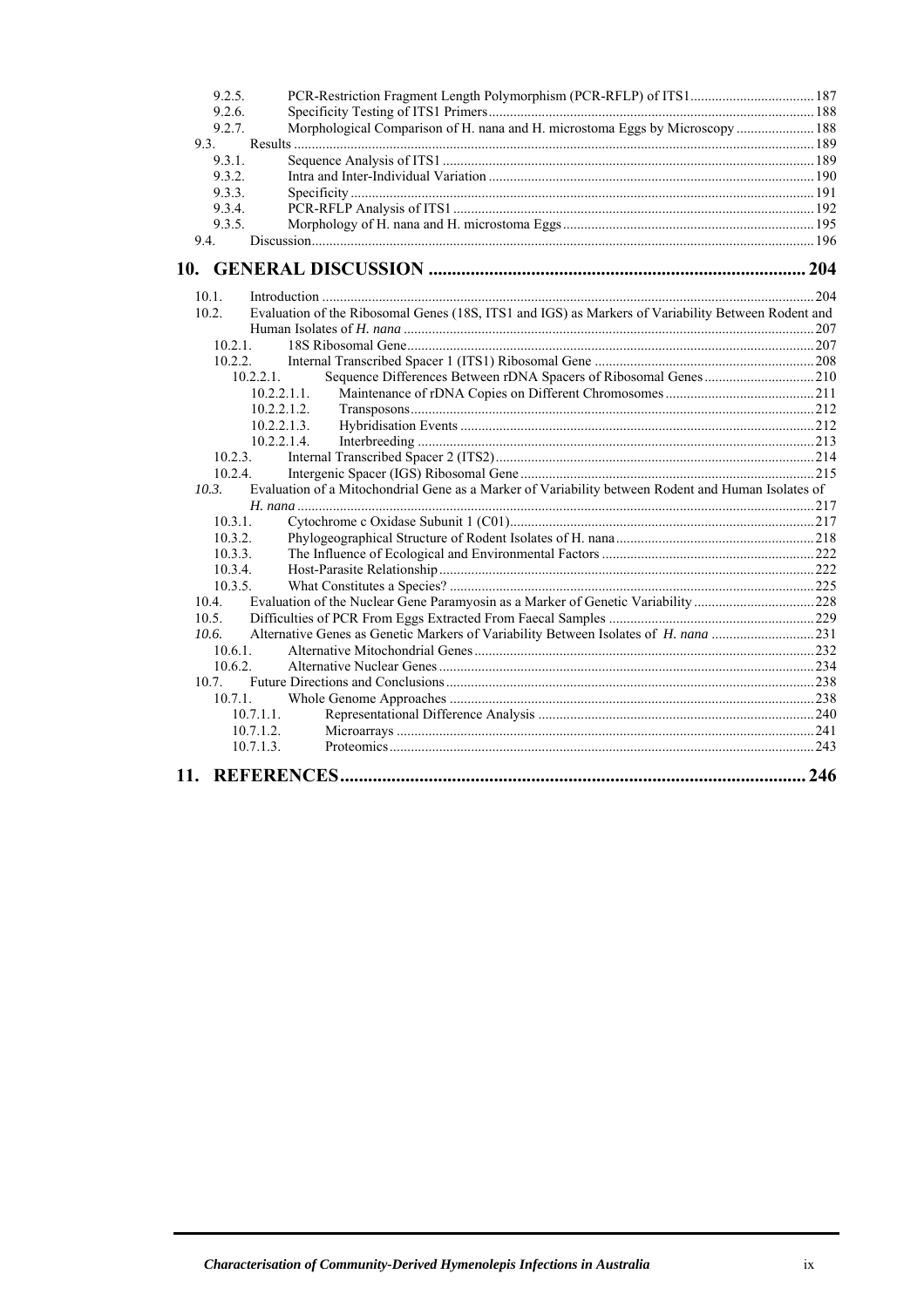9.2.5. PCR-Restriction Fragment Length Polymorphism (PCR-RFLP) of ITS1 .......... 187
9.2.6. Specificity Testing of ITS1 Primers .......... 188
9.2.7. Morphological Comparison of H. nana and H. microstoma Eggs by Microscopy .......... 188
9.3. Results .......... 189
9.3.1. Sequence Analysis of ITS1 .......... 189
9.3.2. Intra and Inter-Individual Variation .......... 190
9.3.3. Specificity .......... 191
9.3.4. PCR-RFLP Analysis of ITS1 .......... 192
9.3.5. Morphology of H. nana and H. microstoma Eggs .......... 195
9.4. Discussion .......... 196

**10. GENERAL DISCUSSION .......... 204**

10.1. Introduction .......... 204
10.2. Evaluation of the Ribosomal Genes (18S, ITS1 and IGS) as Markers of Variability Between Rodent and Human Isolates of *H. nana* .......... 207
10.2.1. 18S Ribosomal Gene .......... 207
10.2.2. Internal Transcribed Spacer 1 (ITS1) Ribosomal Gene .......... 208
10.2.2.1. Sequence Differences Between rDNA Spacers of Ribosomal Genes .......... 210
10.2.2.1.1. Maintenance of rDNA Copies on Different Chromosomes .......... 211
10.2.2.1.2. Transposons .......... 212
10.2.2.1.3. Hybridisation Events .......... 212
10.2.2.1.4. Interbreeding .......... 213
10.2.3. Internal Transcribed Spacer 2 (ITS2) .......... 214
10.2.4. Intergenic Spacer (IGS) Ribosomal Gene .......... 215
*10.3.* Evaluation of a Mitochondrial Gene as a Marker of Variability between Rodent and Human Isolates of *H. nana* .......... 217
10.3.1. Cytochrome c Oxidase Subunit 1 (C01) .......... 217
10.3.2. Phylogeographical Structure of Rodent Isolates of H. nana .......... 218
10.3.3. The Influence of Ecological and Environmental Factors .......... 222
10.3.4. Host-Parasite Relationship .......... 222
10.3.5. What Constitutes a Species? .......... 225
10.4. Evaluation of the Nuclear Gene Paramyosin as a Marker of Genetic Variability .......... 228
10.5. Difficulties of PCR From Eggs Extracted From Faecal Samples .......... 229
*10.6.* Alternative Genes as Genetic Markers of Variability Between Isolates of *H. nana* .......... 231
10.6.1. Alternative Mitochondrial Genes .......... 232
10.6.2. Alternative Nuclear Genes .......... 234
10.7. Future Directions and Conclusions .......... 238
10.7.1. Whole Genome Approaches .......... 238
10.7.1.1. Representational Difference Analysis .......... 240
10.7.1.2. Microarrays .......... 241
10.7.1.3. Proteomics .......... 243

**11. REFERENCES .......... 246**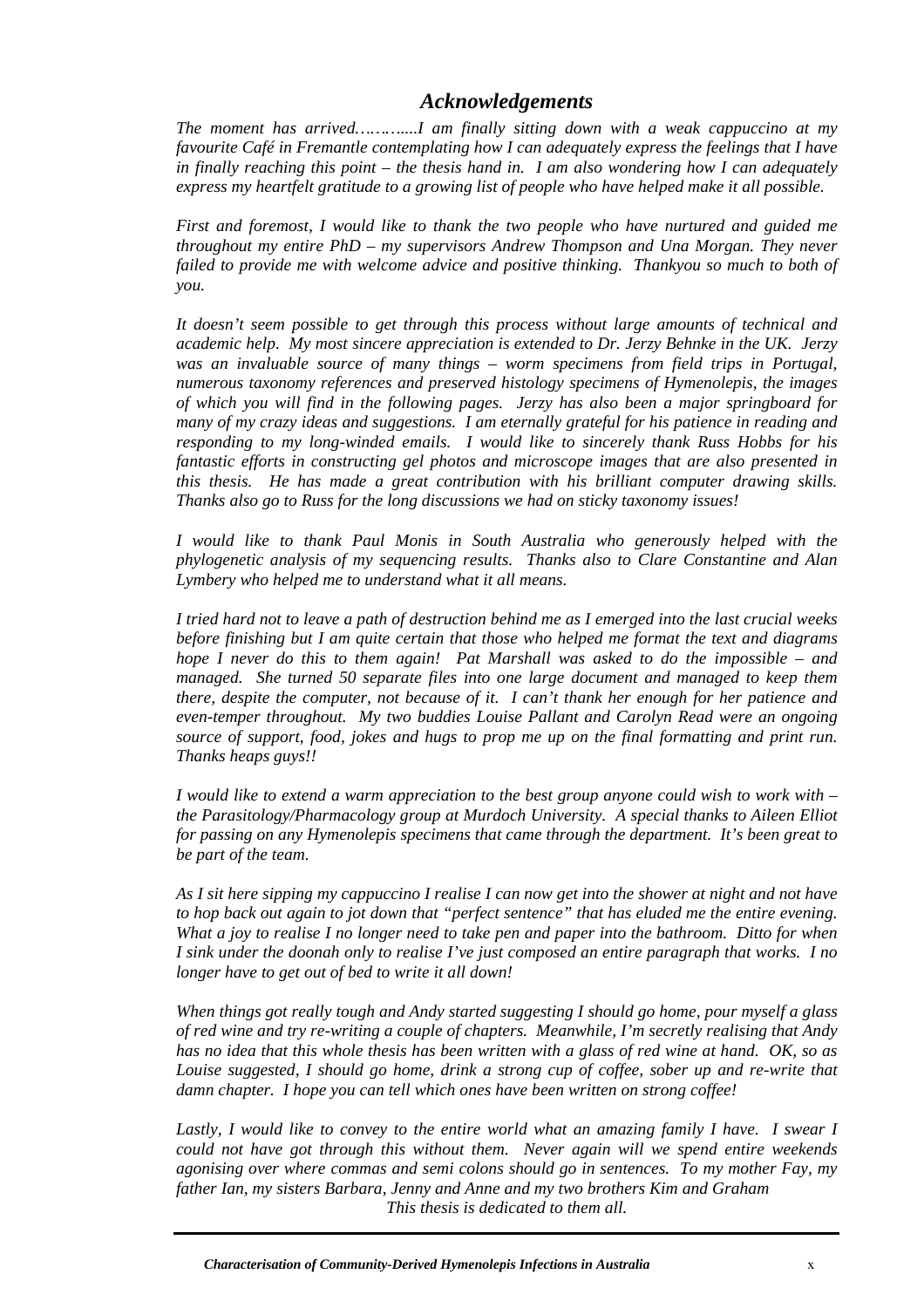## *Acknowledgements*

*The moment has arrived………....I am finally sitting down with a weak cappuccino at my favourite Café in Fremantle contemplating how I can adequately express the feelings that I have in finally reaching this point – the thesis hand in. I am also wondering how I can adequately express my heartfelt gratitude to a growing list of people who have helped make it all possible.*

*First and foremost, I would like to thank the two people who have nurtured and guided me throughout my entire PhD – my supervisors Andrew Thompson and Una Morgan. They never failed to provide me with welcome advice and positive thinking. Thankyou so much to both of you.*

*It doesn't seem possible to get through this process without large amounts of technical and academic help. My most sincere appreciation is extended to Dr. Jerzy Behnke in the UK. Jerzy was an invaluable source of many things – worm specimens from field trips in Portugal, numerous taxonomy references and preserved histology specimens of Hymenolepis, the images of which you will find in the following pages. Jerzy has also been a major springboard for many of my crazy ideas and suggestions. I am eternally grateful for his patience in reading and responding to my long-winded emails. I would like to sincerely thank Russ Hobbs for his fantastic efforts in constructing gel photos and microscope images that are also presented in this thesis. He has made a great contribution with his brilliant computer drawing skills. Thanks also go to Russ for the long discussions we had on sticky taxonomy issues!*

*I would like to thank Paul Monis in South Australia who generously helped with the phylogenetic analysis of my sequencing results. Thanks also to Clare Constantine and Alan Lymbery who helped me to understand what it all means.*

*I tried hard not to leave a path of destruction behind me as I emerged into the last crucial weeks before finishing but I am quite certain that those who helped me format the text and diagrams hope I never do this to them again! Pat Marshall was asked to do the impossible – and managed. She turned 50 separate files into one large document and managed to keep them there, despite the computer, not because of it. I can't thank her enough for her patience and even-temper throughout. My two buddies Louise Pallant and Carolyn Read were an ongoing source of support, food, jokes and hugs to prop me up on the final formatting and print run. Thanks heaps guys!!*

*I would like to extend a warm appreciation to the best group anyone could wish to work with – the Parasitology/Pharmacology group at Murdoch University. A special thanks to Aileen Elliot for passing on any Hymenolepis specimens that came through the department. It's been great to be part of the team.*

*As I sit here sipping my cappuccino I realise I can now get into the shower at night and not have to hop back out again to jot down that "perfect sentence" that has eluded me the entire evening. What a joy to realise I no longer need to take pen and paper into the bathroom. Ditto for when I sink under the doonah only to realise I've just composed an entire paragraph that works. I no longer have to get out of bed to write it all down!*

*When things got really tough and Andy started suggesting I should go home, pour myself a glass of red wine and try re-writing a couple of chapters. Meanwhile, I'm secretly realising that Andy has no idea that this whole thesis has been written with a glass of red wine at hand. OK, so as Louise suggested, I should go home, drink a strong cup of coffee, sober up and re-write that damn chapter. I hope you can tell which ones have been written on strong coffee!*

*Lastly, I would like to convey to the entire world what an amazing family I have. I swear I could not have got through this without them. Never again will we spend entire weekends agonising over where commas and semi colons should go in sentences. To my mother Fay, my father Ian, my sisters Barbara, Jenny and Anne and my two brothers Kim and Graham*

*This thesis is dedicated to them all.*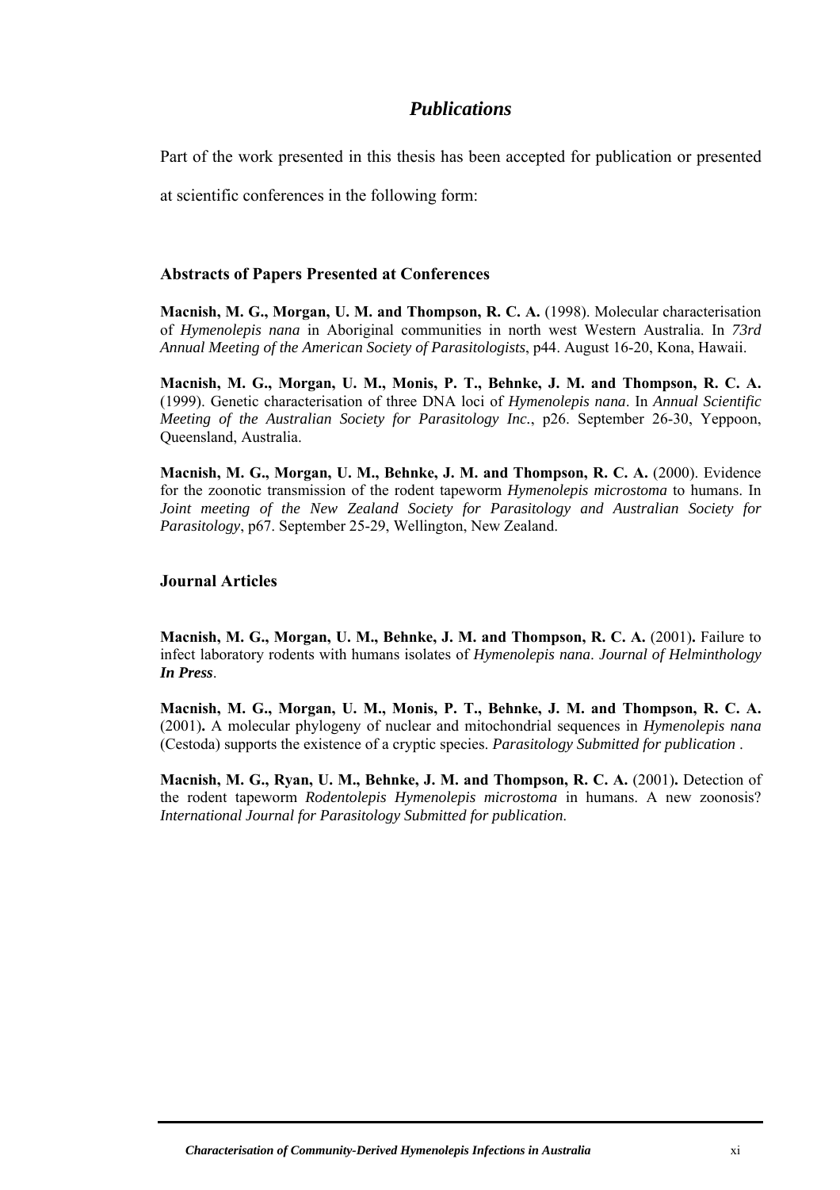# *Publications*

Part of the work presented in this thesis has been accepted for publication or presented at scientific conferences in the following form:

### Abstracts of Papers Presented at Conferences

**Macnish, M. G., Morgan, U. M. and Thompson, R. C. A.** (1998). Molecular characterisation of *Hymenolepis nana* in Aboriginal communities in north west Western Australia. In *73rd Annual Meeting of the American Society of Parasitologists*, p44. August 16-20, Kona, Hawaii.

**Macnish, M. G., Morgan, U. M., Monis, P. T., Behnke, J. M. and Thompson, R. C. A.** (1999). Genetic characterisation of three DNA loci of *Hymenolepis nana*. In *Annual Scientific Meeting of the Australian Society for Parasitology Inc.*, p26. September 26-30, Yeppoon, Queensland, Australia.

**Macnish, M. G., Morgan, U. M., Behnke, J. M. and Thompson, R. C. A.** (2000). Evidence for the zoonotic transmission of the rodent tapeworm *Hymenolepis microstoma* to humans. In *Joint meeting of the New Zealand Society for Parasitology and Australian Society for Parasitology*, p67. September 25-29, Wellington, New Zealand.

### Journal Articles

**Macnish, M. G., Morgan, U. M., Behnke, J. M. and Thompson, R. C. A.** (2001)**.** Failure to infect laboratory rodents with humans isolates of *Hymenolepis nana*. *Journal of Helminthology* ***In Press***.

**Macnish, M. G., Morgan, U. M., Monis, P. T., Behnke, J. M. and Thompson, R. C. A.** (2001)**.** A molecular phylogeny of nuclear and mitochondrial sequences in *Hymenolepis nana* (Cestoda) supports the existence of a cryptic species. *Parasitology Submitted for publication* .

**Macnish, M. G., Ryan, U. M., Behnke, J. M. and Thompson, R. C. A.** (2001)**.** Detection of the rodent tapeworm *Rodentolepis Hymenolepis microstoma* in humans. A new zoonosis? *International Journal for Parasitology Submitted for publication.*